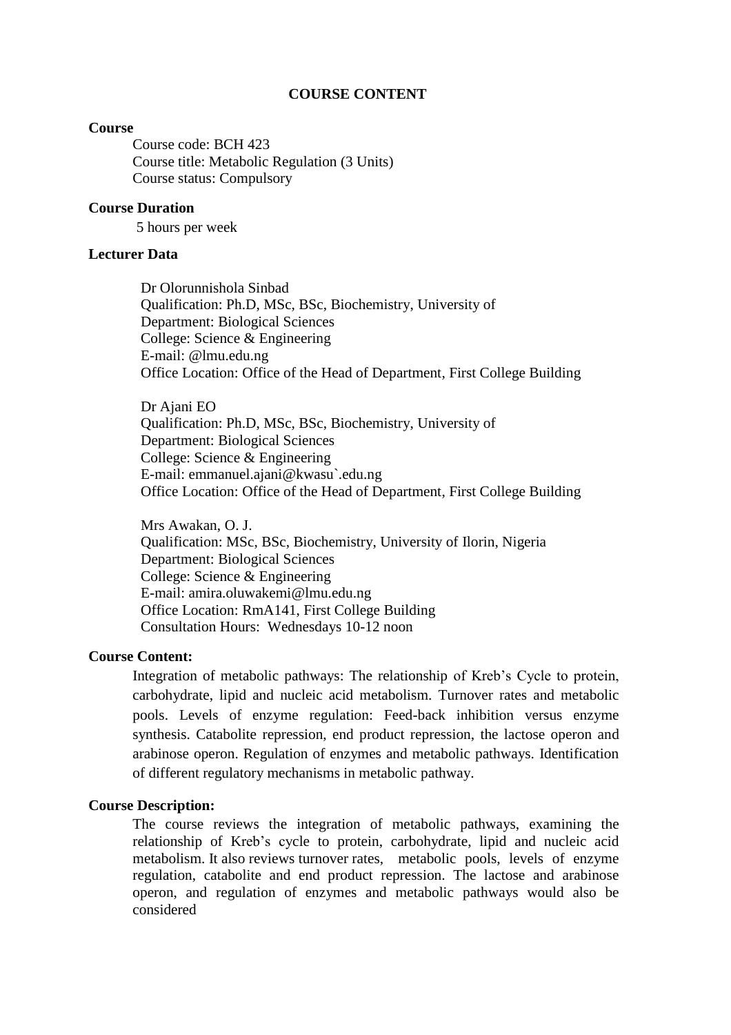# COURSE CONTENT

**Course**

Course code: BCH 423
Course title: Metabolic Regulation (3 Units)
Course status: Compulsory

**Course Duration**

5 hours per week

**Lecturer Data**

Dr Olorunnishola Sinbad
Qualification: Ph.D, MSc, BSc, Biochemistry, University of
Department: Biological Sciences
College: Science & Engineering
E-mail: @lmu.edu.ng
Office Location: Office of the Head of Department, First College Building

Dr Ajani EO
Qualification: Ph.D, MSc, BSc, Biochemistry, University of
Department: Biological Sciences
College: Science & Engineering
E-mail: emmanuel.ajani@kwasu`.edu.ng
Office Location: Office of the Head of Department, First College Building

Mrs Awakan, O. J.
Qualification: MSc, BSc, Biochemistry, University of Ilorin, Nigeria
Department: Biological Sciences
College: Science & Engineering
E-mail: amira.oluwakemi@lmu.edu.ng
Office Location: RmA141, First College Building
Consultation Hours: Wednesdays 10-12 noon

**Course Content:**

Integration of metabolic pathways: The relationship of Kreb's Cycle to protein, carbohydrate, lipid and nucleic acid metabolism. Turnover rates and metabolic pools. Levels of enzyme regulation: Feed-back inhibition versus enzyme synthesis. Catabolite repression, end product repression, the lactose operon and arabinose operon. Regulation of enzymes and metabolic pathways. Identification of different regulatory mechanisms in metabolic pathway.

**Course Description:**

The course reviews the integration of metabolic pathways, examining the relationship of Kreb's cycle to protein, carbohydrate, lipid and nucleic acid metabolism. It also reviews turnover rates, metabolic pools, levels of enzyme regulation, catabolite and end product repression. The lactose and arabinose operon, and regulation of enzymes and metabolic pathways would also be considered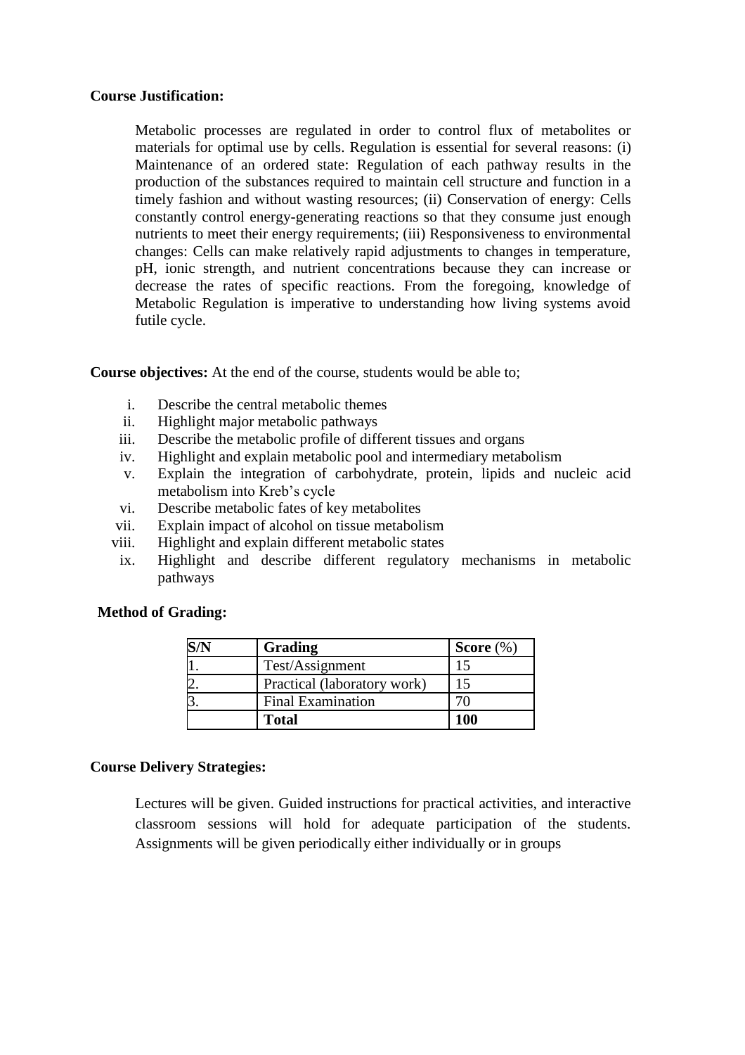**Course Justification:**

Metabolic processes are regulated in order to control flux of metabolites or materials for optimal use by cells. Regulation is essential for several reasons: (i) Maintenance of an ordered state: Regulation of each pathway results in the production of the substances required to maintain cell structure and function in a timely fashion and without wasting resources; (ii) Conservation of energy: Cells constantly control energy-generating reactions so that they consume just enough nutrients to meet their energy requirements; (iii) Responsiveness to environmental changes: Cells can make relatively rapid adjustments to changes in temperature, pH, ionic strength, and nutrient concentrations because they can increase or decrease the rates of specific reactions. From the foregoing, knowledge of Metabolic Regulation is imperative to understanding how living systems avoid futile cycle.

**Course objectives:** At the end of the course, students would be able to;

i. Describe the central metabolic themes
ii. Highlight major metabolic pathways
iii. Describe the metabolic profile of different tissues and organs
iv. Highlight and explain metabolic pool and intermediary metabolism
v. Explain the integration of carbohydrate, protein, lipids and nucleic acid metabolism into Kreb's cycle
vi. Describe metabolic fates of key metabolites
vii. Explain impact of alcohol on tissue metabolism
viii. Highlight and explain different metabolic states
ix. Highlight and describe different regulatory mechanisms in metabolic pathways

**Method of Grading:**

| S/N | Grading | Score (%) |
|---|---|---|
| 1. | Test/Assignment | 15 |
| 2. | Practical (laboratory work) | 15 |
| 3. | Final Examination | 70 |
| | **Total** | **100** |

**Course Delivery Strategies:**

Lectures will be given. Guided instructions for practical activities, and interactive classroom sessions will hold for adequate participation of the students. Assignments will be given periodically either individually or in groups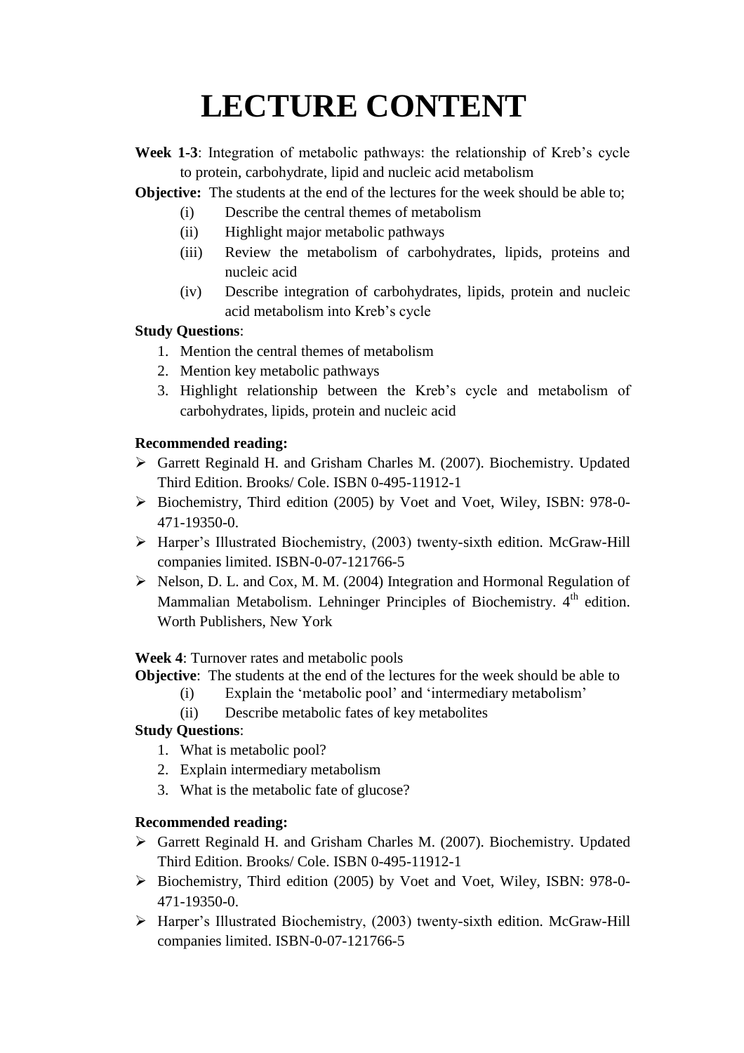# LECTURE CONTENT

**Week 1-3**: Integration of metabolic pathways: the relationship of Kreb's cycle to protein, carbohydrate, lipid and nucleic acid metabolism

**Objective:** The students at the end of the lectures for the week should be able to;

(i) Describe the central themes of metabolism
(ii) Highlight major metabolic pathways
(iii) Review the metabolism of carbohydrates, lipids, proteins and nucleic acid
(iv) Describe integration of carbohydrates, lipids, protein and nucleic acid metabolism into Kreb's cycle

**Study Questions**:

1. Mention the central themes of metabolism
2. Mention key metabolic pathways
3. Highlight relationship between the Kreb's cycle and metabolism of carbohydrates, lipids, protein and nucleic acid

**Recommended reading:**

- Garrett Reginald H. and Grisham Charles M. (2007). Biochemistry. Updated Third Edition. Brooks/ Cole. ISBN 0-495-11912-1
- Biochemistry, Third edition (2005) by Voet and Voet, Wiley, ISBN: 978-0-471-19350-0.
- Harper's Illustrated Biochemistry, (2003) twenty-sixth edition. McGraw-Hill companies limited. ISBN-0-07-121766-5
- Nelson, D. L. and Cox, M. M. (2004) Integration and Hormonal Regulation of Mammalian Metabolism. Lehninger Principles of Biochemistry. 4th edition. Worth Publishers, New York

**Week 4**: Turnover rates and metabolic pools

**Objective**: The students at the end of the lectures for the week should be able to

(i) Explain the 'metabolic pool' and 'intermediary metabolism'
(ii) Describe metabolic fates of key metabolites

**Study Questions**:

1. What is metabolic pool?
2. Explain intermediary metabolism
3. What is the metabolic fate of glucose?

**Recommended reading:**

- Garrett Reginald H. and Grisham Charles M. (2007). Biochemistry. Updated Third Edition. Brooks/ Cole. ISBN 0-495-11912-1
- Biochemistry, Third edition (2005) by Voet and Voet, Wiley, ISBN: 978-0-471-19350-0.
- Harper's Illustrated Biochemistry, (2003) twenty-sixth edition. McGraw-Hill companies limited. ISBN-0-07-121766-5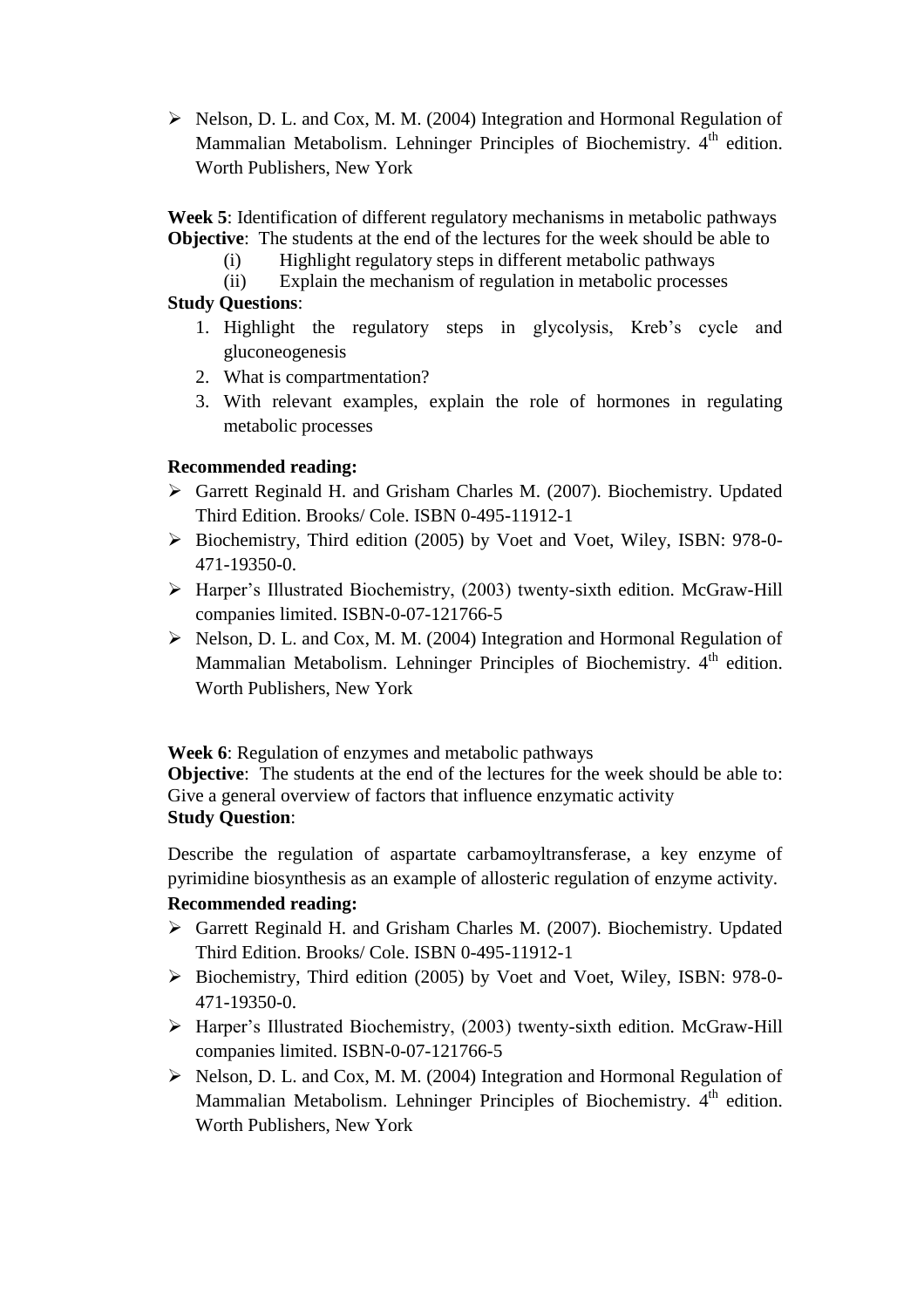- Nelson, D. L. and Cox, M. M. (2004) Integration and Hormonal Regulation of Mammalian Metabolism. Lehninger Principles of Biochemistry. 4th edition. Worth Publishers, New York

**Week 5**: Identification of different regulatory mechanisms in metabolic pathways
**Objective**: The students at the end of the lectures for the week should be able to

(i) Highlight regulatory steps in different metabolic pathways
(ii) Explain the mechanism of regulation in metabolic processes

**Study Questions**:

1. Highlight the regulatory steps in glycolysis, Kreb's cycle and gluconeogenesis
2. What is compartmentation?
3. With relevant examples, explain the role of hormones in regulating metabolic processes

**Recommended reading:**

- Garrett Reginald H. and Grisham Charles M. (2007). Biochemistry. Updated Third Edition. Brooks/ Cole. ISBN 0-495-11912-1
- Biochemistry, Third edition (2005) by Voet and Voet, Wiley, ISBN: 978-0-471-19350-0.
- Harper's Illustrated Biochemistry, (2003) twenty-sixth edition. McGraw-Hill companies limited. ISBN-0-07-121766-5
- Nelson, D. L. and Cox, M. M. (2004) Integration and Hormonal Regulation of Mammalian Metabolism. Lehninger Principles of Biochemistry. 4th edition. Worth Publishers, New York

**Week 6**: Regulation of enzymes and metabolic pathways
**Objective**: The students at the end of the lectures for the week should be able to: Give a general overview of factors that influence enzymatic activity
**Study Question**:

Describe the regulation of aspartate carbamoyltransferase, a key enzyme of pyrimidine biosynthesis as an example of allosteric regulation of enzyme activity.

**Recommended reading:**

- Garrett Reginald H. and Grisham Charles M. (2007). Biochemistry. Updated Third Edition. Brooks/ Cole. ISBN 0-495-11912-1
- Biochemistry, Third edition (2005) by Voet and Voet, Wiley, ISBN: 978-0-471-19350-0.
- Harper's Illustrated Biochemistry, (2003) twenty-sixth edition. McGraw-Hill companies limited. ISBN-0-07-121766-5
- Nelson, D. L. and Cox, M. M. (2004) Integration and Hormonal Regulation of Mammalian Metabolism. Lehninger Principles of Biochemistry. 4th edition. Worth Publishers, New York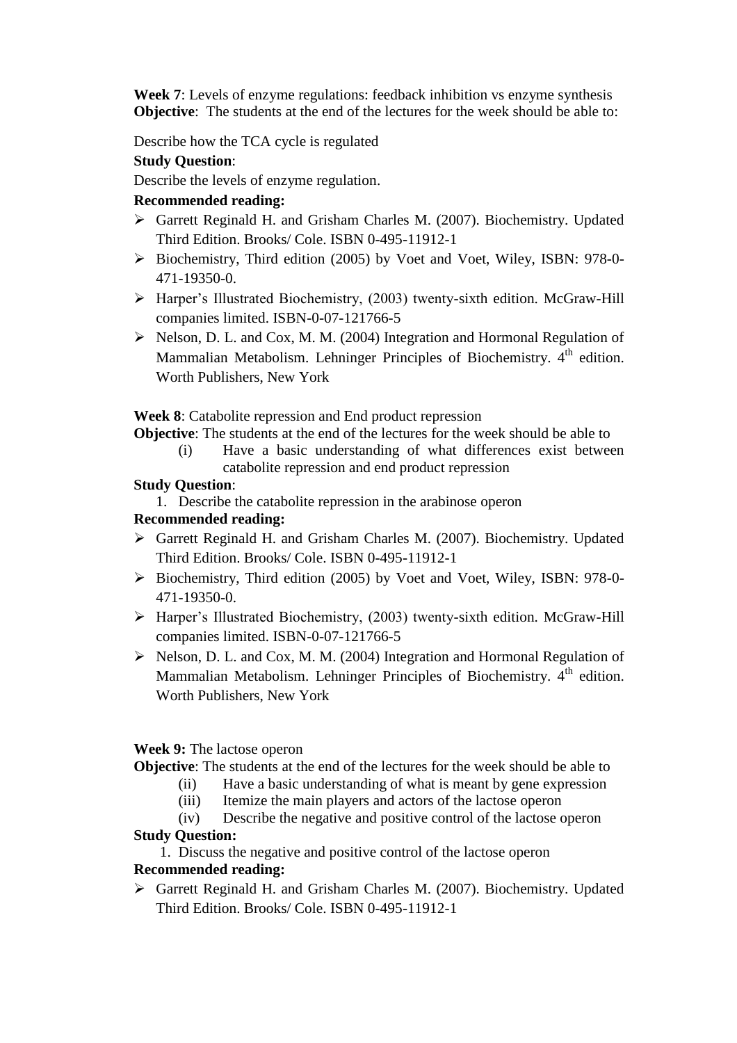**Week 7**: Levels of enzyme regulations: feedback inhibition vs enzyme synthesis
**Objective**: The students at the end of the lectures for the week should be able to:

Describe how the TCA cycle is regulated

**Study Question**:

Describe the levels of enzyme regulation.

**Recommended reading:**

- Garrett Reginald H. and Grisham Charles M. (2007). Biochemistry. Updated Third Edition. Brooks/ Cole. ISBN 0-495-11912-1
- Biochemistry, Third edition (2005) by Voet and Voet, Wiley, ISBN: 978-0-471-19350-0.
- Harper's Illustrated Biochemistry, (2003) twenty-sixth edition. McGraw-Hill companies limited. ISBN-0-07-121766-5
- Nelson, D. L. and Cox, M. M. (2004) Integration and Hormonal Regulation of Mammalian Metabolism. Lehninger Principles of Biochemistry. 4th edition. Worth Publishers, New York

**Week 8**: Catabolite repression and End product repression
**Objective**: The students at the end of the lectures for the week should be able to

(i) Have a basic understanding of what differences exist between catabolite repression and end product repression

**Study Question**:

1. Describe the catabolite repression in the arabinose operon

**Recommended reading:**

- Garrett Reginald H. and Grisham Charles M. (2007). Biochemistry. Updated Third Edition. Brooks/ Cole. ISBN 0-495-11912-1
- Biochemistry, Third edition (2005) by Voet and Voet, Wiley, ISBN: 978-0-471-19350-0.
- Harper's Illustrated Biochemistry, (2003) twenty-sixth edition. McGraw-Hill companies limited. ISBN-0-07-121766-5
- Nelson, D. L. and Cox, M. M. (2004) Integration and Hormonal Regulation of Mammalian Metabolism. Lehninger Principles of Biochemistry. 4th edition. Worth Publishers, New York

**Week 9:** The lactose operon
**Objective**: The students at the end of the lectures for the week should be able to

(ii) Have a basic understanding of what is meant by gene expression
(iii) Itemize the main players and actors of the lactose operon
(iv) Describe the negative and positive control of the lactose operon

**Study Question:**

1. Discuss the negative and positive control of the lactose operon

**Recommended reading:**

- Garrett Reginald H. and Grisham Charles M. (2007). Biochemistry. Updated Third Edition. Brooks/ Cole. ISBN 0-495-11912-1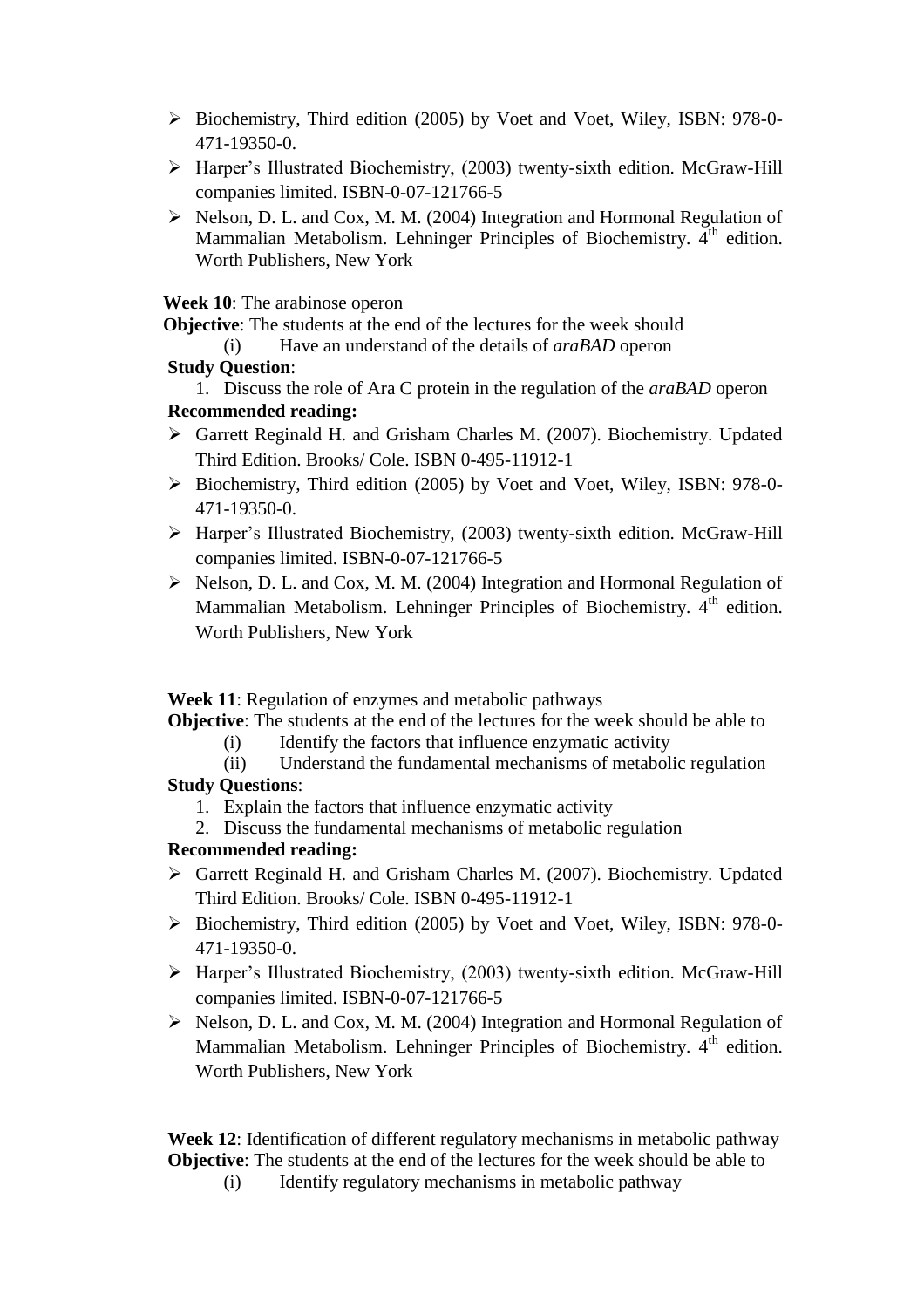- Biochemistry, Third edition (2005) by Voet and Voet, Wiley, ISBN: 978-0-471-19350-0.
- Harper's Illustrated Biochemistry, (2003) twenty-sixth edition. McGraw-Hill companies limited. ISBN-0-07-121766-5
- Nelson, D. L. and Cox, M. M. (2004) Integration and Hormonal Regulation of Mammalian Metabolism. Lehninger Principles of Biochemistry. 4th edition. Worth Publishers, New York

**Week 10**: The arabinose operon

**Objective**: The students at the end of the lectures for the week should

(i) Have an understand of the details of *araBAD* operon

**Study Question**:

1. Discuss the role of Ara C protein in the regulation of the *araBAD* operon

**Recommended reading:**

- Garrett Reginald H. and Grisham Charles M. (2007). Biochemistry. Updated Third Edition. Brooks/ Cole. ISBN 0-495-11912-1
- Biochemistry, Third edition (2005) by Voet and Voet, Wiley, ISBN: 978-0-471-19350-0.
- Harper's Illustrated Biochemistry, (2003) twenty-sixth edition. McGraw-Hill companies limited. ISBN-0-07-121766-5
- Nelson, D. L. and Cox, M. M. (2004) Integration and Hormonal Regulation of Mammalian Metabolism. Lehninger Principles of Biochemistry. 4th edition. Worth Publishers, New York

**Week 11**: Regulation of enzymes and metabolic pathways

**Objective**: The students at the end of the lectures for the week should be able to

(i) Identify the factors that influence enzymatic activity

(ii) Understand the fundamental mechanisms of metabolic regulation

**Study Questions**:

1. Explain the factors that influence enzymatic activity
2. Discuss the fundamental mechanisms of metabolic regulation

**Recommended reading:**

- Garrett Reginald H. and Grisham Charles M. (2007). Biochemistry. Updated Third Edition. Brooks/ Cole. ISBN 0-495-11912-1
- Biochemistry, Third edition (2005) by Voet and Voet, Wiley, ISBN: 978-0-471-19350-0.
- Harper's Illustrated Biochemistry, (2003) twenty-sixth edition. McGraw-Hill companies limited. ISBN-0-07-121766-5
- Nelson, D. L. and Cox, M. M. (2004) Integration and Hormonal Regulation of Mammalian Metabolism. Lehninger Principles of Biochemistry. 4th edition. Worth Publishers, New York

**Week 12**: Identification of different regulatory mechanisms in metabolic pathway

**Objective**: The students at the end of the lectures for the week should be able to

(i) Identify regulatory mechanisms in metabolic pathway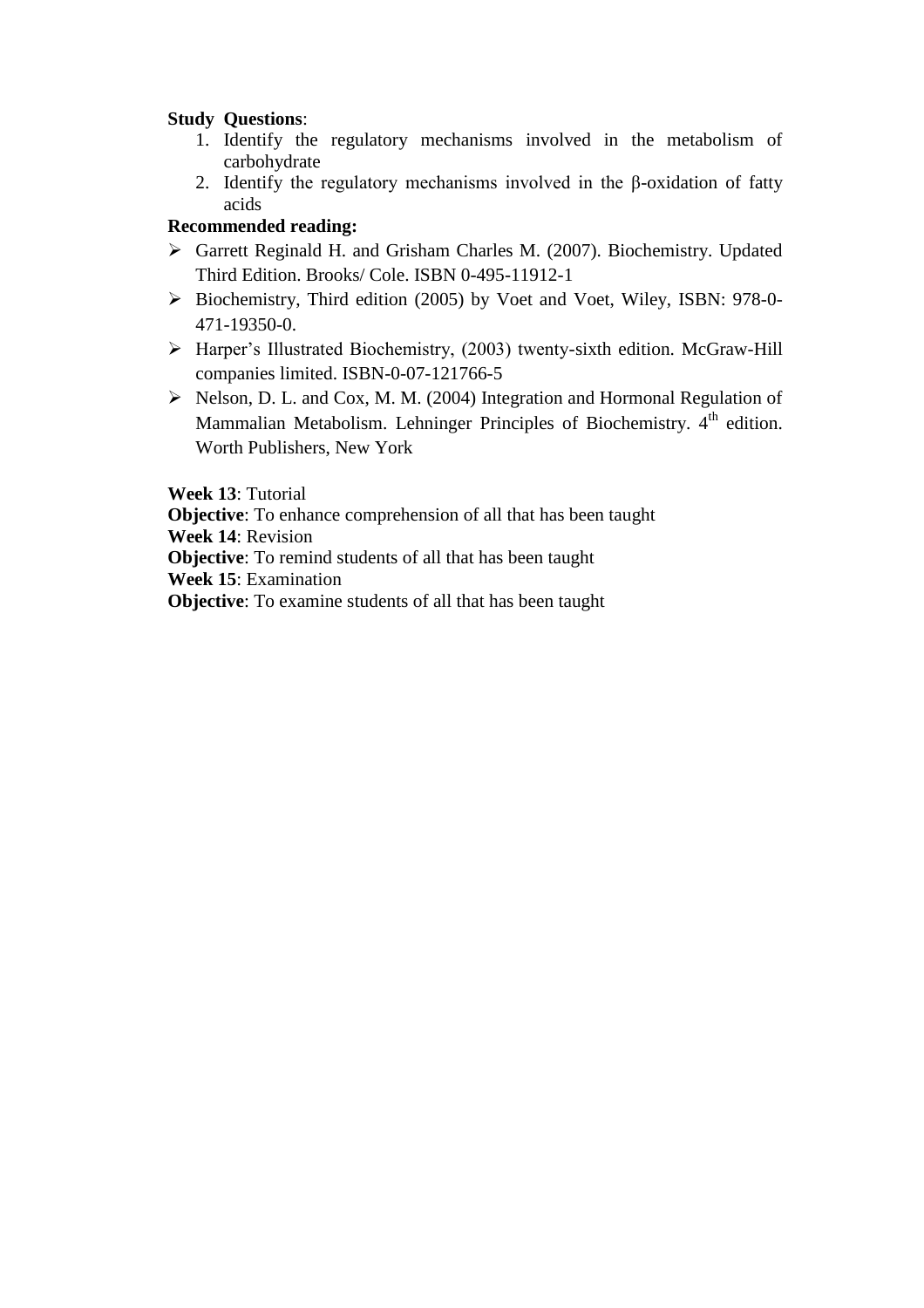**Study Questions**:

1. Identify the regulatory mechanisms involved in the metabolism of carbohydrate
2. Identify the regulatory mechanisms involved in the β-oxidation of fatty acids

**Recommended reading:**

- Garrett Reginald H. and Grisham Charles M. (2007). Biochemistry. Updated Third Edition. Brooks/ Cole. ISBN 0-495-11912-1
- Biochemistry, Third edition (2005) by Voet and Voet, Wiley, ISBN: 978-0-471-19350-0.
- Harper's Illustrated Biochemistry, (2003) twenty-sixth edition. McGraw-Hill companies limited. ISBN-0-07-121766-5
- Nelson, D. L. and Cox, M. M. (2004) Integration and Hormonal Regulation of Mammalian Metabolism. Lehninger Principles of Biochemistry. 4$^{th}$ edition. Worth Publishers, New York

**Week 13**: Tutorial
**Objective**: To enhance comprehension of all that has been taught
**Week 14**: Revision
**Objective**: To remind students of all that has been taught
**Week 15**: Examination
**Objective**: To examine students of all that has been taught